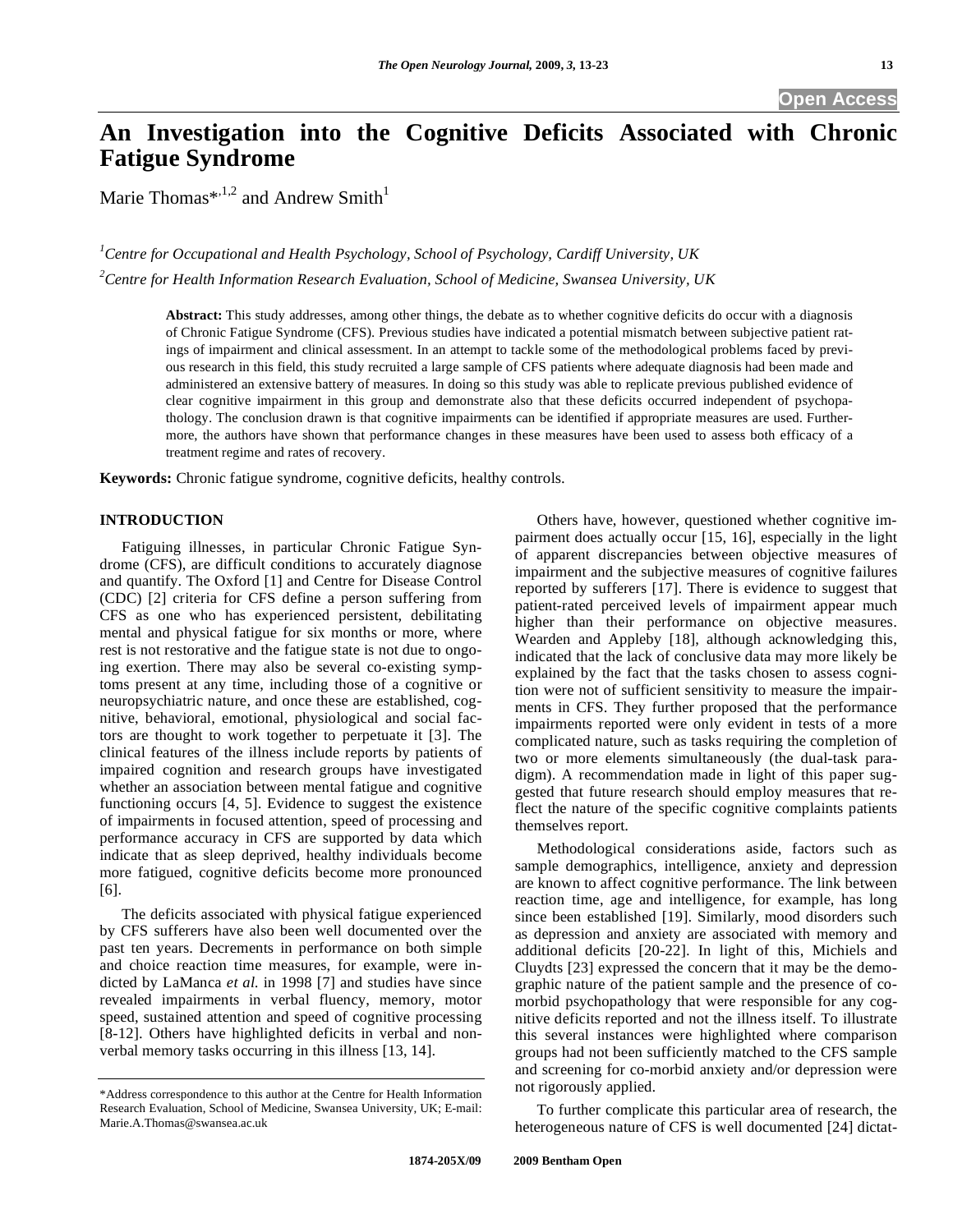# An Investigation into the Cognitive Deficits Associated with Chronic Fatigue Syndrome

Marie Thomas*[,1,2] and Andrew Smith[1]

[1]*Centre for Occupational and Health Psychology, School of Psychology, Cardiff University, UK*

[2]*Centre for Health Information Research Evaluation, School of Medicine, Swansea University, UK*

**Abstract:** This study addresses, among other things, the debate as to whether cognitive deficits do occur with a diagnosis of Chronic Fatigue Syndrome (CFS). Previous studies have indicated a potential mismatch between subjective patient ratings of impairment and clinical assessment. In an attempt to tackle some of the methodological problems faced by previous research in this field, this study recruited a large sample of CFS patients where adequate diagnosis had been made and administered an extensive battery of measures. In doing so this study was able to replicate previous published evidence of clear cognitive impairment in this group and demonstrate also that these deficits occurred independent of psychopathology. The conclusion drawn is that cognitive impairments can be identified if appropriate measures are used. Furthermore, the authors have shown that performance changes in these measures have been used to assess both efficacy of a treatment regime and rates of recovery.

**Keywords:** Chronic fatigue syndrome, cognitive deficits, healthy controls.

## INTRODUCTION

Fatiguing illnesses, in particular Chronic Fatigue Syndrome (CFS), are difficult conditions to accurately diagnose and quantify. The Oxford [1] and Centre for Disease Control (CDC) [2] criteria for CFS define a person suffering from CFS as one who has experienced persistent, debilitating mental and physical fatigue for six months or more, where rest is not restorative and the fatigue state is not due to ongoing exertion. There may also be several co-existing symptoms present at any time, including those of a cognitive or neuropsychiatric nature, and once these are established, cognitive, behavioral, emotional, physiological and social factors are thought to work together to perpetuate it [3]. The clinical features of the illness include reports by patients of impaired cognition and research groups have investigated whether an association between mental fatigue and cognitive functioning occurs [4, 5]. Evidence to suggest the existence of impairments in focused attention, speed of processing and performance accuracy in CFS are supported by data which indicate that as sleep deprived, healthy individuals become more fatigued, cognitive deficits become more pronounced [6].

The deficits associated with physical fatigue experienced by CFS sufferers have also been well documented over the past ten years. Decrements in performance on both simple and choice reaction time measures, for example, were indicted by LaManca *et al.* in 1998 [7] and studies have since revealed impairments in verbal fluency, memory, motor speed, sustained attention and speed of cognitive processing [8-12]. Others have highlighted deficits in verbal and non-verbal memory tasks occurring in this illness [13, 14].

Others have, however, questioned whether cognitive impairment does actually occur [15, 16], especially in the light of apparent discrepancies between objective measures of impairment and the subjective measures of cognitive failures reported by sufferers [17]. There is evidence to suggest that patient-rated perceived levels of impairment appear much higher than their performance on objective measures. Wearden and Appleby [18], although acknowledging this, indicated that the lack of conclusive data may more likely be explained by the fact that the tasks chosen to assess cognition were not of sufficient sensitivity to measure the impairments in CFS. They further proposed that the performance impairments reported were only evident in tests of a more complicated nature, such as tasks requiring the completion of two or more elements simultaneously (the dual-task paradigm). A recommendation made in light of this paper suggested that future research should employ measures that reflect the nature of the specific cognitive complaints patients themselves report.

Methodological considerations aside, factors such as sample demographics, intelligence, anxiety and depression are known to affect cognitive performance. The link between reaction time, age and intelligence, for example, has long since been established [19]. Similarly, mood disorders such as depression and anxiety are associated with memory and additional deficits [20-22]. In light of this, Michiels and Cluydts [23] expressed the concern that it may be the demographic nature of the patient sample and the presence of co-morbid psychopathology that were responsible for any cognitive deficits reported and not the illness itself. To illustrate this several instances were highlighted where comparison groups had not been sufficiently matched to the CFS sample and screening for co-morbid anxiety and/or depression were not rigorously applied.

To further complicate this particular area of research, the heterogeneous nature of CFS is well documented [24] dictat-

*Address correspondence to this author at the Centre for Health Information Research Evaluation, School of Medicine, Swansea University, UK; E-mail: Marie.A.Thomas@swansea.ac.uk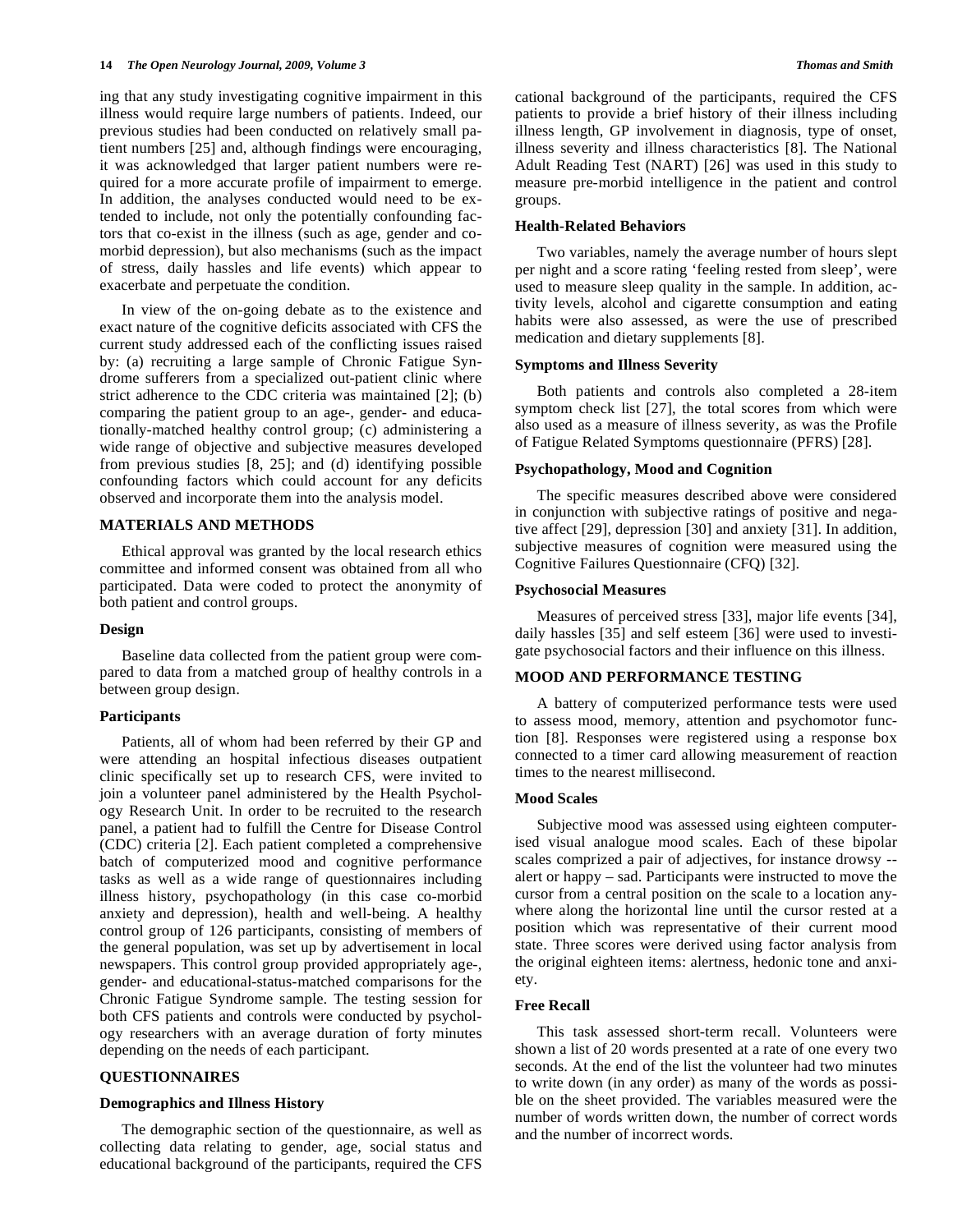ing that any study investigating cognitive impairment in this illness would require large numbers of patients. Indeed, our previous studies had been conducted on relatively small patient numbers [25] and, although findings were encouraging, it was acknowledged that larger patient numbers were required for a more accurate profile of impairment to emerge. In addition, the analyses conducted would need to be extended to include, not only the potentially confounding factors that co-exist in the illness (such as age, gender and co-morbid depression), but also mechanisms (such as the impact of stress, daily hassles and life events) which appear to exacerbate and perpetuate the condition.

In view of the on-going debate as to the existence and exact nature of the cognitive deficits associated with CFS the current study addressed each of the conflicting issues raised by: (a) recruiting a large sample of Chronic Fatigue Syndrome sufferers from a specialized out-patient clinic where strict adherence to the CDC criteria was maintained [2]; (b) comparing the patient group to an age-, gender- and educationally-matched healthy control group; (c) administering a wide range of objective and subjective measures developed from previous studies [8, 25]; and (d) identifying possible confounding factors which could account for any deficits observed and incorporate them into the analysis model.

## MATERIALS AND METHODS

Ethical approval was granted by the local research ethics committee and informed consent was obtained from all who participated. Data were coded to protect the anonymity of both patient and control groups.

### Design

Baseline data collected from the patient group were compared to data from a matched group of healthy controls in a between group design.

### Participants

Patients, all of whom had been referred by their GP and were attending an hospital infectious diseases outpatient clinic specifically set up to research CFS, were invited to join a volunteer panel administered by the Health Psychology Research Unit. In order to be recruited to the research panel, a patient had to fulfill the Centre for Disease Control (CDC) criteria [2]. Each patient completed a comprehensive batch of computerized mood and cognitive performance tasks as well as a wide range of questionnaires including illness history, psychopathology (in this case co-morbid anxiety and depression), health and well-being. A healthy control group of 126 participants, consisting of members of the general population, was set up by advertisement in local newspapers. This control group provided appropriately age-, gender- and educational-status-matched comparisons for the Chronic Fatigue Syndrome sample. The testing session for both CFS patients and controls were conducted by psychology researchers with an average duration of forty minutes depending on the needs of each participant.

## QUESTIONNAIRES

### Demographics and Illness History

The demographic section of the questionnaire, as well as collecting data relating to gender, age, social status and educational background of the participants, required the CFS patients to provide a brief history of their illness including illness length, GP involvement in diagnosis, type of onset, illness severity and illness characteristics [8]. The National Adult Reading Test (NART) [26] was used in this study to measure pre-morbid intelligence in the patient and control groups.

### Health-Related Behaviors

Two variables, namely the average number of hours slept per night and a score rating 'feeling rested from sleep', were used to measure sleep quality in the sample. In addition, activity levels, alcohol and cigarette consumption and eating habits were also assessed, as were the use of prescribed medication and dietary supplements [8].

### Symptoms and Illness Severity

Both patients and controls also completed a 28-item symptom check list [27], the total scores from which were also used as a measure of illness severity, as was the Profile of Fatigue Related Symptoms questionnaire (PFRS) [28].

### Psychopathology, Mood and Cognition

The specific measures described above were considered in conjunction with subjective ratings of positive and negative affect [29], depression [30] and anxiety [31]. In addition, subjective measures of cognition were measured using the Cognitive Failures Questionnaire (CFQ) [32].

### Psychosocial Measures

Measures of perceived stress [33], major life events [34], daily hassles [35] and self esteem [36] were used to investigate psychosocial factors and their influence on this illness.

## MOOD AND PERFORMANCE TESTING

A battery of computerized performance tests were used to assess mood, memory, attention and psychomotor function [8]. Responses were registered using a response box connected to a timer card allowing measurement of reaction times to the nearest millisecond.

### Mood Scales

Subjective mood was assessed using eighteen computerised visual analogue mood scales. Each of these bipolar scales comprized a pair of adjectives, for instance drowsy -- alert or happy – sad. Participants were instructed to move the cursor from a central position on the scale to a location anywhere along the horizontal line until the cursor rested at a position which was representative of their current mood state. Three scores were derived using factor analysis from the original eighteen items: alertness, hedonic tone and anxiety.

### Free Recall

This task assessed short-term recall. Volunteers were shown a list of 20 words presented at a rate of one every two seconds. At the end of the list the volunteer had two minutes to write down (in any order) as many of the words as possible on the sheet provided. The variables measured were the number of words written down, the number of correct words and the number of incorrect words.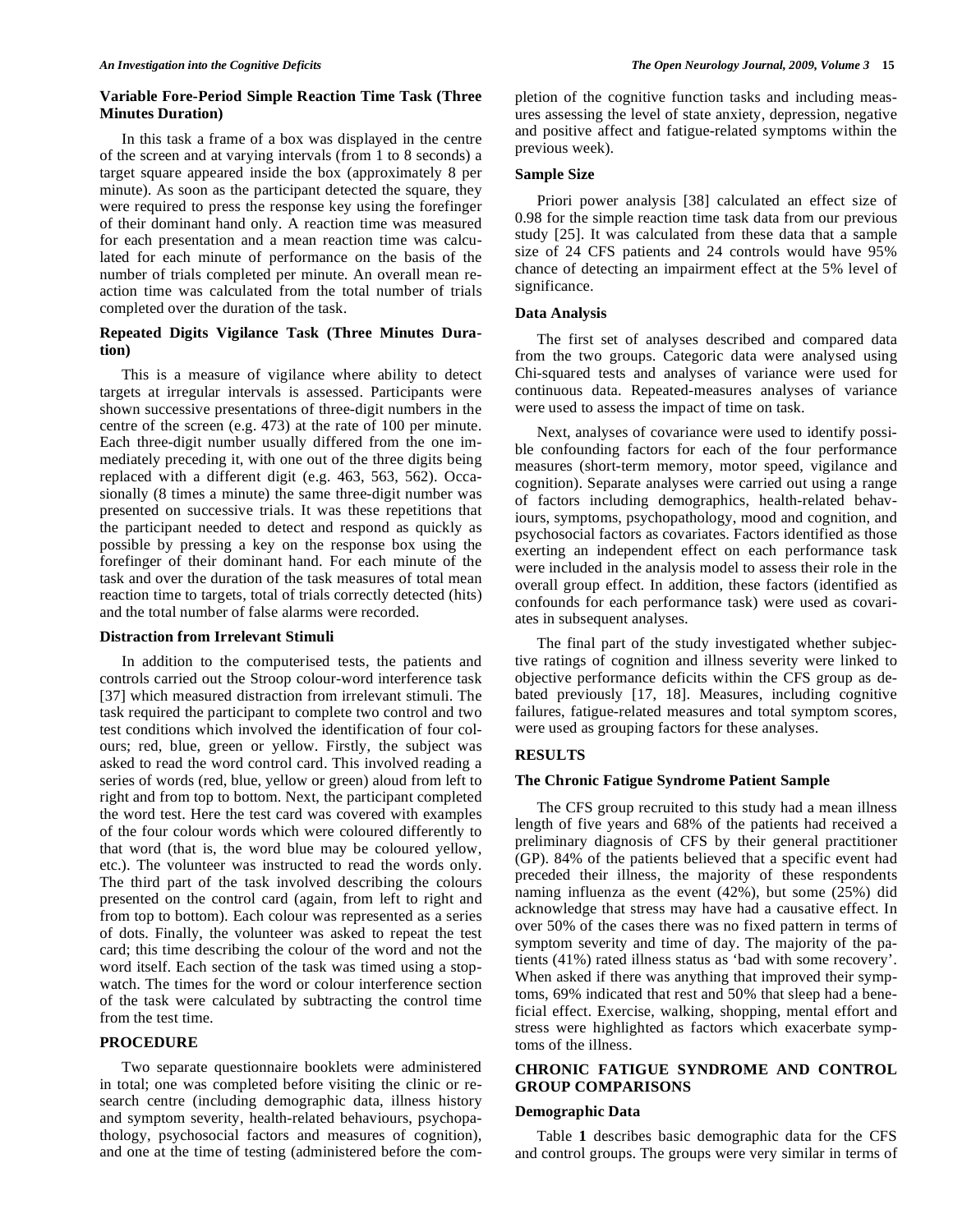### Variable Fore-Period Simple Reaction Time Task (Three Minutes Duration)

In this task a frame of a box was displayed in the centre of the screen and at varying intervals (from 1 to 8 seconds) a target square appeared inside the box (approximately 8 per minute). As soon as the participant detected the square, they were required to press the response key using the forefinger of their dominant hand only. A reaction time was measured for each presentation and a mean reaction time was calculated for each minute of performance on the basis of the number of trials completed per minute. An overall mean reaction time was calculated from the total number of trials completed over the duration of the task.

### Repeated Digits Vigilance Task (Three Minutes Duration)

This is a measure of vigilance where ability to detect targets at irregular intervals is assessed. Participants were shown successive presentations of three-digit numbers in the centre of the screen (e.g. 473) at the rate of 100 per minute. Each three-digit number usually differed from the one immediately preceding it, with one out of the three digits being replaced with a different digit (e.g. 463, 563, 562). Occasionally (8 times a minute) the same three-digit number was presented on successive trials. It was these repetitions that the participant needed to detect and respond as quickly as possible by pressing a key on the response box using the forefinger of their dominant hand. For each minute of the task and over the duration of the task measures of total mean reaction time to targets, total of trials correctly detected (hits) and the total number of false alarms were recorded.

### Distraction from Irrelevant Stimuli

In addition to the computerised tests, the patients and controls carried out the Stroop colour-word interference task [37] which measured distraction from irrelevant stimuli. The task required the participant to complete two control and two test conditions which involved the identification of four colours; red, blue, green or yellow. Firstly, the subject was asked to read the word control card. This involved reading a series of words (red, blue, yellow or green) aloud from left to right and from top to bottom. Next, the participant completed the word test. Here the test card was covered with examples of the four colour words which were coloured differently to that word (that is, the word blue may be coloured yellow, etc.). The volunteer was instructed to read the words only. The third part of the task involved describing the colours presented on the control card (again, from left to right and from top to bottom). Each colour was represented as a series of dots. Finally, the volunteer was asked to repeat the test card; this time describing the colour of the word and not the word itself. Each section of the task was timed using a stopwatch. The times for the word or colour interference section of the task were calculated by subtracting the control time from the test time.

## PROCEDURE

Two separate questionnaire booklets were administered in total; one was completed before visiting the clinic or research centre (including demographic data, illness history and symptom severity, health-related behaviours, psychopathology, psychosocial factors and measures of cognition), and one at the time of testing (administered before the completion of the cognitive function tasks and including measures assessing the level of state anxiety, depression, negative and positive affect and fatigue-related symptoms within the previous week).

### Sample Size

Priori power analysis [38] calculated an effect size of 0.98 for the simple reaction time task data from our previous study [25]. It was calculated from these data that a sample size of 24 CFS patients and 24 controls would have 95% chance of detecting an impairment effect at the 5% level of significance.

### Data Analysis

The first set of analyses described and compared data from the two groups. Categoric data were analysed using Chi-squared tests and analyses of variance were used for continuous data. Repeated-measures analyses of variance were used to assess the impact of time on task.

Next, analyses of covariance were used to identify possible confounding factors for each of the four performance measures (short-term memory, motor speed, vigilance and cognition). Separate analyses were carried out using a range of factors including demographics, health-related behaviours, symptoms, psychopathology, mood and cognition, and psychosocial factors as covariates. Factors identified as those exerting an independent effect on each performance task were included in the analysis model to assess their role in the overall group effect. In addition, these factors (identified as confounds for each performance task) were used as covariates in subsequent analyses.

The final part of the study investigated whether subjective ratings of cognition and illness severity were linked to objective performance deficits within the CFS group as debated previously [17, 18]. Measures, including cognitive failures, fatigue-related measures and total symptom scores, were used as grouping factors for these analyses.

## RESULTS

### The Chronic Fatigue Syndrome Patient Sample

The CFS group recruited to this study had a mean illness length of five years and 68% of the patients had received a preliminary diagnosis of CFS by their general practitioner (GP). 84% of the patients believed that a specific event had preceded their illness, the majority of these respondents naming influenza as the event (42%), but some (25%) did acknowledge that stress may have had a causative effect. In over 50% of the cases there was no fixed pattern in terms of symptom severity and time of day. The majority of the patients (41%) rated illness status as 'bad with some recovery'. When asked if there was anything that improved their symptoms, 69% indicated that rest and 50% that sleep had a beneficial effect. Exercise, walking, shopping, mental effort and stress were highlighted as factors which exacerbate symptoms of the illness.

## CHRONIC FATIGUE SYNDROME AND CONTROL GROUP COMPARISONS

### Demographic Data

Table **1** describes basic demographic data for the CFS and control groups. The groups were very similar in terms of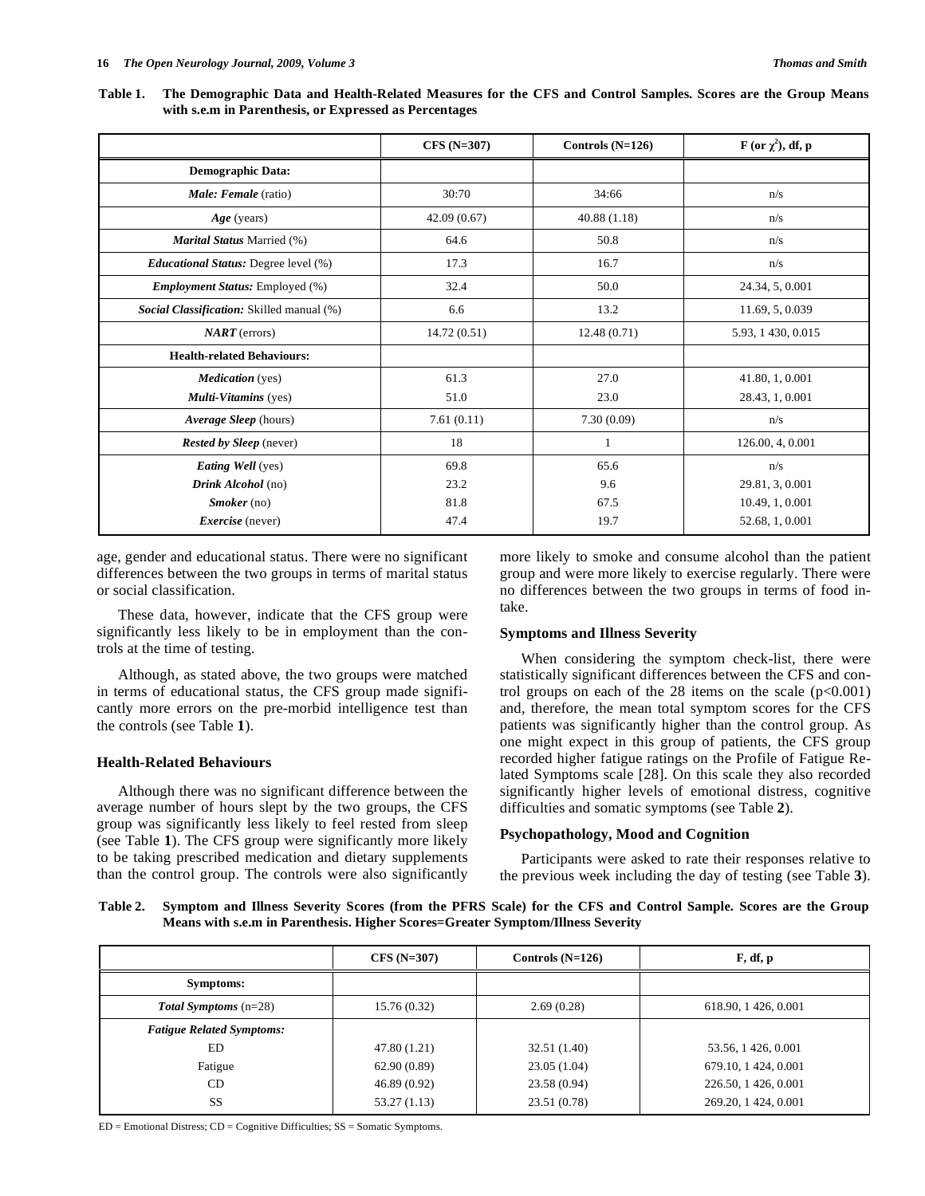**Table 1. The Demographic Data and Health-Related Measures for the CFS and Control Samples. Scores are the Group Means with s.e.m in Parenthesis, or Expressed as Percentages**

| | CFS (N=307) | Controls (N=126) | F (or $\chi^2$), df, p |
|---|---|---|---|
| **Demographic Data:** | | | |
| ***Male: Female*** (ratio) | 30:70 | 34:66 | n/s |
| ***Age*** (years) | 42.09 (0.67) | 40.88 (1.18) | n/s |
| ***Marital Status*** Married (%) | 64.6 | 50.8 | n/s |
| ***Educational Status:*** Degree level (%) | 17.3 | 16.7 | n/s |
| ***Employment Status:*** Employed (%) | 32.4 | 50.0 | 24.34, 5, 0.001 |
| ***Social Classification:*** Skilled manual (%) | 6.6 | 13.2 | 11.69, 5, 0.039 |
| ***NART*** (errors) | 14.72 (0.51) | 12.48 (0.71) | 5.93, 1 430, 0.015 |
| **Health-related Behaviours:** | | | |
| ***Medication*** (yes) | 61.3 | 27.0 | 41.80, 1, 0.001 |
| ***Multi-Vitamins*** (yes) | 51.0 | 23.0 | 28.43, 1, 0.001 |
| ***Average Sleep*** (hours) | 7.61 (0.11) | 7.30 (0.09) | n/s |
| ***Rested by Sleep*** (never) | 18 | 1 | 126.00, 4, 0.001 |
| ***Eating Well*** (yes) | 69.8 | 65.6 | n/s |
| ***Drink Alcohol*** (no) | 23.2 | 9.6 | 29.81, 3, 0.001 |
| ***Smoker*** (no) | 81.8 | 67.5 | 10.49, 1, 0.001 |
| ***Exercise*** (never) | 47.4 | 19.7 | 52.68, 1, 0.001 |

age, gender and educational status. There were no significant differences between the two groups in terms of marital status or social classification.

These data, however, indicate that the CFS group were significantly less likely to be in employment than the controls at the time of testing.

Although, as stated above, the two groups were matched in terms of educational status, the CFS group made significantly more errors on the pre-morbid intelligence test than the controls (see Table **1**).

### Health-Related Behaviours

Although there was no significant difference between the average number of hours slept by the two groups, the CFS group was significantly less likely to feel rested from sleep (see Table **1**). The CFS group were significantly more likely to be taking prescribed medication and dietary supplements than the control group. The controls were also significantly more likely to smoke and consume alcohol than the patient group and were more likely to exercise regularly. There were no differences between the two groups in terms of food intake.

### Symptoms and Illness Severity

When considering the symptom check-list, there were statistically significant differences between the CFS and control groups on each of the 28 items on the scale ($p<0.001$) and, therefore, the mean total symptom scores for the CFS patients was significantly higher than the control group. As one might expect in this group of patients, the CFS group recorded higher fatigue ratings on the Profile of Fatigue Related Symptoms scale [28]. On this scale they also recorded significantly higher levels of emotional distress, cognitive difficulties and somatic symptoms (see Table **2**).

### Psychopathology, Mood and Cognition

Participants were asked to rate their responses relative to the previous week including the day of testing (see Table **3**).

**Table 2. Symptom and Illness Severity Scores (from the PFRS Scale) for the CFS and Control Sample. Scores are the Group Means with s.e.m in Parenthesis. Higher Scores=Greater Symptom/Illness Severity**

| | CFS (N=307) | Controls (N=126) | F, df, p |
|---|---|---|---|
| **Symptoms:** | | | |
| ***Total Symptoms*** (n=28) | 15.76 (0.32) | 2.69 (0.28) | 618.90, 1 426, 0.001 |
| ***Fatigue Related Symptoms:*** | | | |
| ED | 47.80 (1.21) | 32.51 (1.40) | 53.56, 1 426, 0.001 |
| Fatigue | 62.90 (0.89) | 23.05 (1.04) | 679.10, 1 424, 0.001 |
| CD | 46.89 (0.92) | 23.58 (0.94) | 226.50, 1 426, 0.001 |
| SS | 53.27 (1.13) | 23.51 (0.78) | 269.20, 1 424, 0.001 |

ED = Emotional Distress; CD = Cognitive Difficulties; SS = Somatic Symptoms.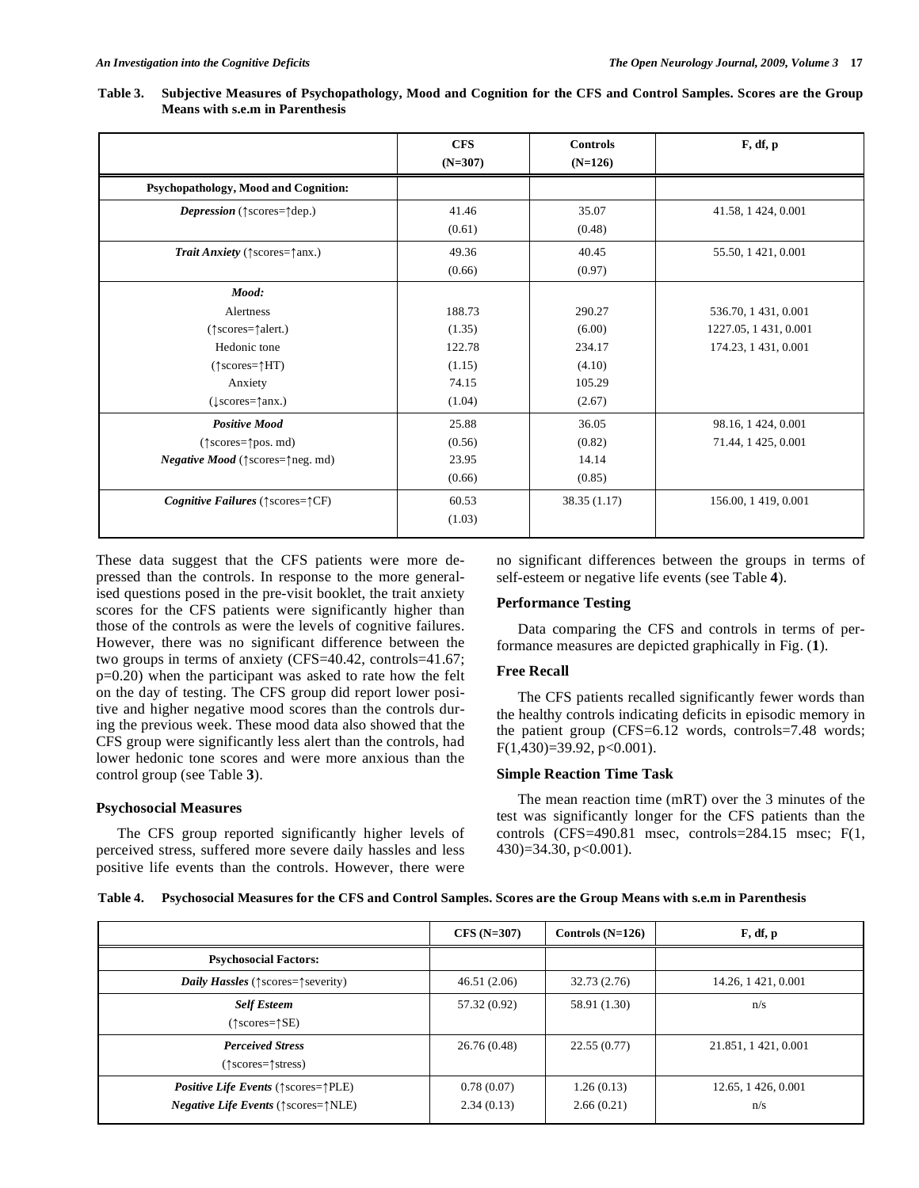**Table 3. Subjective Measures of Psychopathology, Mood and Cognition for the CFS and Control Samples. Scores are the Group Means with s.e.m in Parenthesis**

| | CFS (N=307) | Controls (N=126) | F, df, p |
|---|---|---|---|
| **Psychopathology, Mood and Cognition:** | | | |
| ***Depression*** (↑scores=↑dep.) | 41.46 (0.61) | 35.07 (0.48) | 41.58, 1 424, 0.001 |
| ***Trait Anxiety*** (↑scores=↑anx.) | 49.36 (0.66) | 40.45 (0.97) | 55.50, 1 421, 0.001 |
| ***Mood:*** | | | |
| Alertness (↑scores=↑alert.) | 188.73 (1.35) | 290.27 (6.00) | 536.70, 1 431, 0.001 |
| Hedonic tone (↑scores=↑HT) | 122.78 (1.15) | 234.17 (4.10) | 1227.05, 1 431, 0.001 |
| Anxiety (↓scores=↑anx.) | 74.15 (1.04) | 105.29 (2.67) | 174.23, 1 431, 0.001 |
| ***Positive Mood*** (↑scores=↑pos. md) | 25.88 (0.56) | 36.05 (0.82) | 98.16, 1 424, 0.001 |
| ***Negative Mood*** (↑scores=↑neg. md) | 23.95 (0.66) | 14.14 (0.85) | 71.44, 1 425, 0.001 |
| ***Cognitive Failures*** (↑scores=↑CF) | 60.53 (1.03) | 38.35 (1.17) | 156.00, 1 419, 0.001 |

These data suggest that the CFS patients were more depressed than the controls. In response to the more generalised questions posed in the pre-visit booklet, the trait anxiety scores for the CFS patients were significantly higher than those of the controls as were the levels of cognitive failures. However, there was no significant difference between the two groups in terms of anxiety (CFS=40.42, controls=41.67; p=0.20) when the participant was asked to rate how the felt on the day of testing. The CFS group did report lower positive and higher negative mood scores than the controls during the previous week. These mood data also showed that the CFS group were significantly less alert than the controls, had lower hedonic tone scores and were more anxious than the control group (see Table **3**).

### Psychosocial Measures

The CFS group reported significantly higher levels of perceived stress, suffered more severe daily hassles and less positive life events than the controls. However, there were no significant differences between the groups in terms of self-esteem or negative life events (see Table **4**).

### Performance Testing

Data comparing the CFS and controls in terms of performance measures are depicted graphically in Fig. (**1**).

### Free Recall

The CFS patients recalled significantly fewer words than the healthy controls indicating deficits in episodic memory in the patient group (CFS=6.12 words, controls=7.48 words; $F(1,430)=39.92$, $p<0.001$).

### Simple Reaction Time Task

The mean reaction time (mRT) over the 3 minutes of the test was significantly longer for the CFS patients than the controls (CFS=490.81 msec, controls=284.15 msec; $F(1, 430)=34.30$, $p<0.001$).

**Table 4. Psychosocial Measures for the CFS and Control Samples. Scores are the Group Means with s.e.m in Parenthesis**

| | CFS (N=307) | Controls (N=126) | F, df, p |
|---|---|---|---|
| **Psychosocial Factors:** | | | |
| ***Daily Hassles*** (↑scores=↑severity) | 46.51 (2.06) | 32.73 (2.76) | 14.26, 1 421, 0.001 |
| ***Self Esteem*** (↑scores=↑SE) | 57.32 (0.92) | 58.91 (1.30) | n/s |
| ***Perceived Stress*** (↑scores=↑stress) | 26.76 (0.48) | 22.55 (0.77) | 21.851, 1 421, 0.001 |
| ***Positive Life Events*** (↑scores=↑PLE) | 0.78 (0.07) | 1.26 (0.13) | 12.65, 1 426, 0.001 |
| ***Negative Life Events*** (↑scores=↑NLE) | 2.34 (0.13) | 2.66 (0.21) | n/s |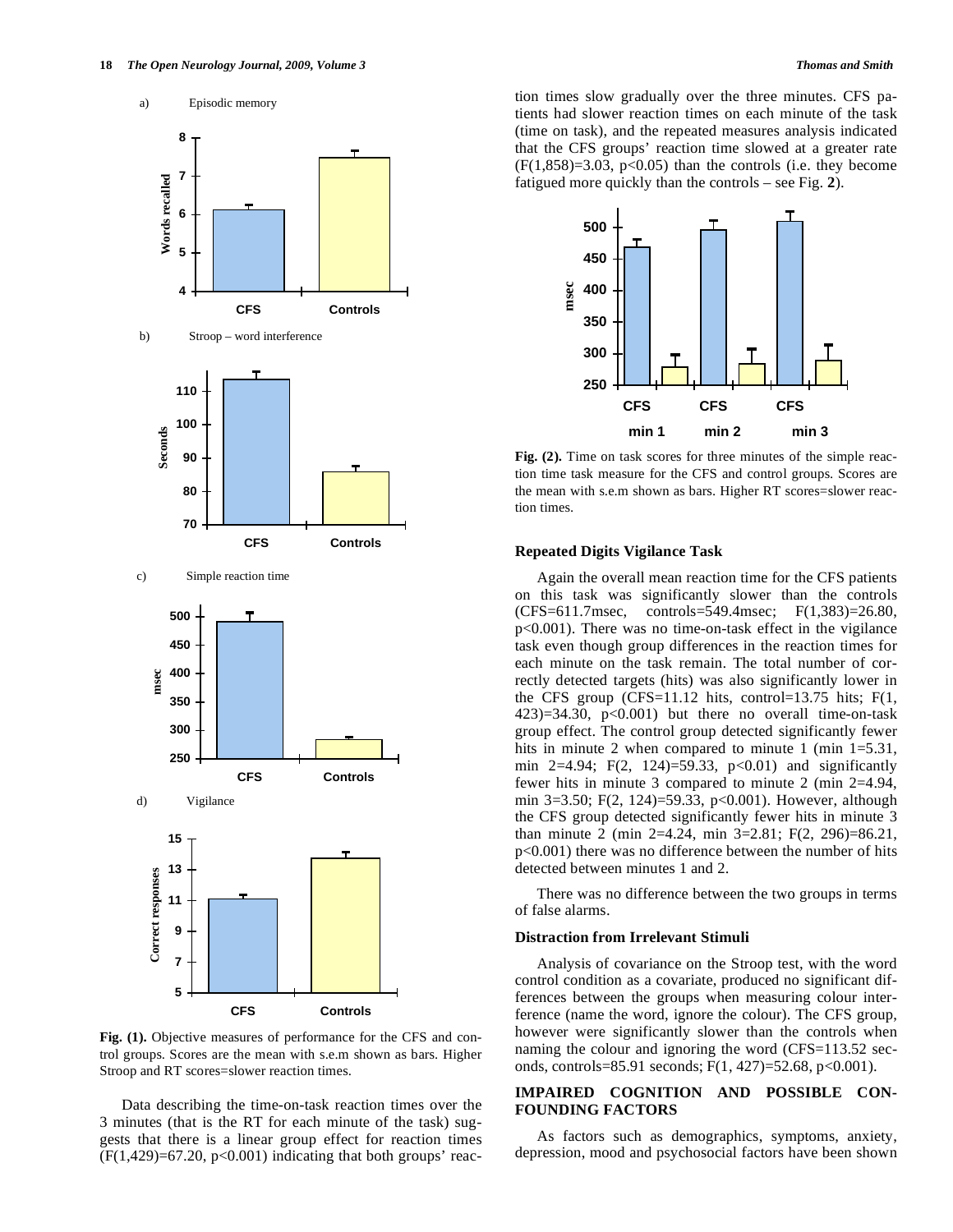a) Episodic memory

b) Stroop – word interference

c) Simple reaction time

d) Vigilance

**Fig. (1).** Objective measures of performance for the CFS and control groups. Scores are the mean with s.e.m shown as bars. Higher Stroop and RT scores=slower reaction times.

Data describing the time-on-task reaction times over the 3 minutes (that is the RT for each minute of the task) suggests that there is a linear group effect for reaction times ($F(1,429)=67.20$, $p<0.001$) indicating that both groups' reaction times slow gradually over the three minutes. CFS patients had slower reaction times on each minute of the task (time on task), and the repeated measures analysis indicated that the CFS groups' reaction time slowed at a greater rate ($F(1,858)=3.03$, $p<0.05$) than the controls (i.e. they become fatigued more quickly than the controls – see Fig. **2**).

**Fig. (2).** Time on task scores for three minutes of the simple reaction time task measure for the CFS and control groups. Scores are the mean with s.e.m shown as bars. Higher RT scores=slower reaction times.

### Repeated Digits Vigilance Task

Again the overall mean reaction time for the CFS patients on this task was significantly slower than the controls (CFS=611.7msec, controls=549.4msec; $F(1,383)=26.80$, $p<0.001$). There was no time-on-task effect in the vigilance task even though group differences in the reaction times for each minute on the task remain. The total number of correctly detected targets (hits) was also significantly lower in the CFS group (CFS=11.12 hits, control=13.75 hits; $F(1, 423)=34.30$, $p<0.001$) but there no overall time-on-task group effect. The control group detected significantly fewer hits in minute 2 when compared to minute 1 (min 1=5.31, min 2=4.94; $F(2, 124)=59.33$, $p<0.01$) and significantly fewer hits in minute 3 compared to minute 2 (min 2=4.94, min 3=3.50; $F(2, 124)=59.33$, $p<0.001$). However, although the CFS group detected significantly fewer hits in minute 3 than minute 2 (min 2=4.24, min 3=2.81; $F(2, 296)=86.21$, $p<0.001$) there was no difference between the number of hits detected between minutes 1 and 2.

There was no difference between the two groups in terms of false alarms.

### Distraction from Irrelevant Stimuli

Analysis of covariance on the Stroop test, with the word control condition as a covariate, produced no significant differences between the groups when measuring colour interference (name the word, ignore the colour). The CFS group, however were significantly slower than the controls when naming the colour and ignoring the word (CFS=113.52 seconds, controls=85.91 seconds; $F(1, 427)=52.68$, $p<0.001$).

## IMPAIRED COGNITION AND POSSIBLE CONFOUNDING FACTORS

As factors such as demographics, symptoms, anxiety, depression, mood and psychosocial factors have been shown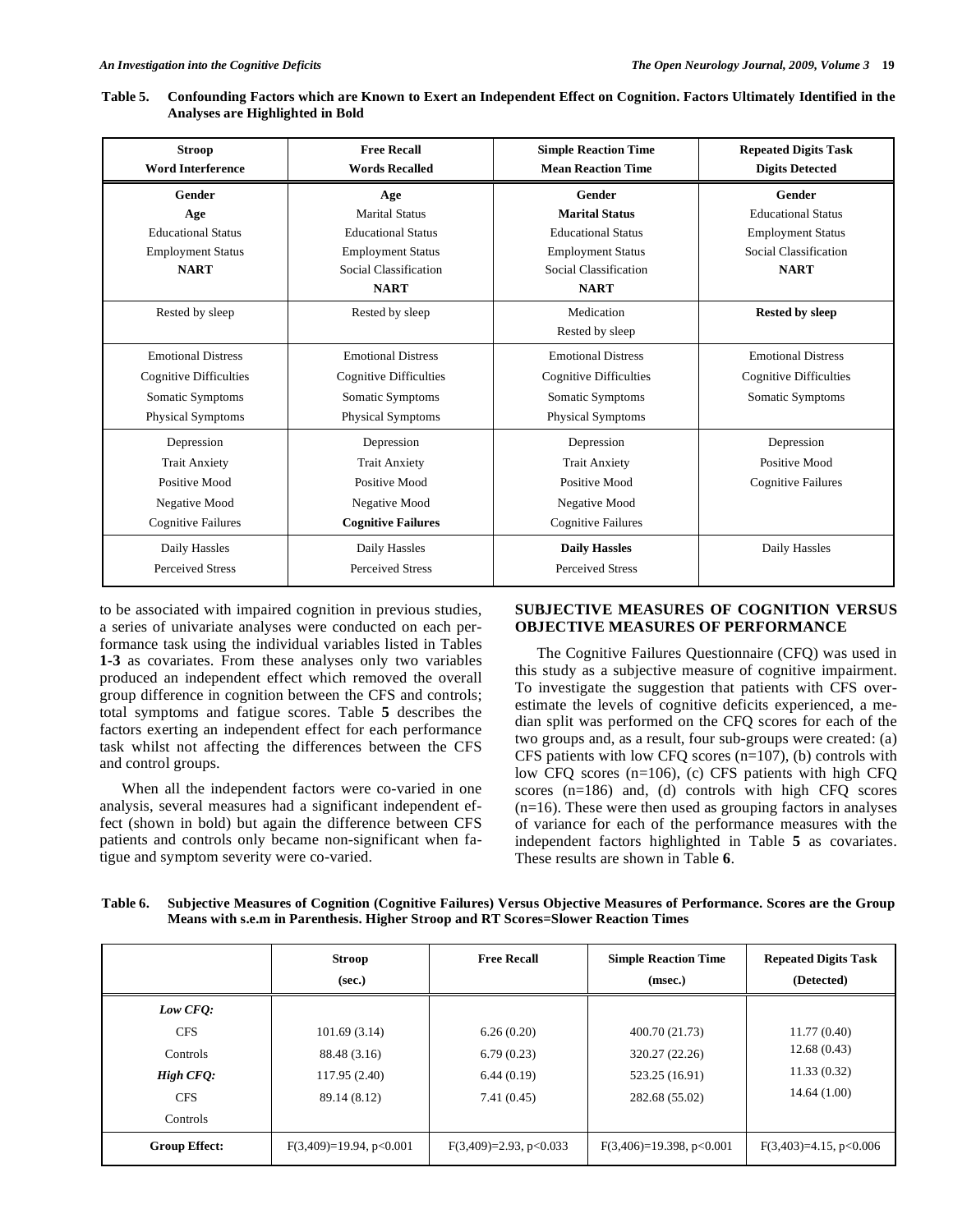**Table 5. Confounding Factors which are Known to Exert an Independent Effect on Cognition. Factors Ultimately Identified in the Analyses are Highlighted in Bold**

| Stroop Word Interference | Free Recall Words Recalled | Simple Reaction Time Mean Reaction Time | Repeated Digits Task Digits Detected |
|---|---|---|---|
| **Gender**<br>**Age**<br>Educational Status<br>Employment Status<br>**NART** | **Age**<br>Marital Status<br>Educational Status<br>Employment Status<br>Social Classification<br>**NART** | **Gender**<br>**Marital Status**<br>Educational Status<br>Employment Status<br>Social Classification<br>**NART** | **Gender**<br>Educational Status<br>Employment Status<br>Social Classification<br>**NART** |
| Rested by sleep | Rested by sleep | Medication<br>Rested by sleep | **Rested by sleep** |
| Emotional Distress<br>Cognitive Difficulties<br>Somatic Symptoms<br>Physical Symptoms | Emotional Distress<br>Cognitive Difficulties<br>Somatic Symptoms<br>Physical Symptoms | Emotional Distress<br>Cognitive Difficulties<br>Somatic Symptoms<br>Physical Symptoms | Emotional Distress<br>Cognitive Difficulties<br>Somatic Symptoms |
| Depression<br>Trait Anxiety<br>Positive Mood<br>Negative Mood<br>Cognitive Failures | Depression<br>Trait Anxiety<br>Positive Mood<br>Negative Mood<br>**Cognitive Failures** | Depression<br>Trait Anxiety<br>Positive Mood<br>Negative Mood<br>Cognitive Failures | Depression<br>Positive Mood<br>Cognitive Failures |
| Daily Hassles<br>Perceived Stress | Daily Hassles<br>Perceived Stress | **Daily Hassles**<br>Perceived Stress | Daily Hassles |

to be associated with impaired cognition in previous studies, a series of univariate analyses were conducted on each performance task using the individual variables listed in Tables **1-3** as covariates. From these analyses only two variables produced an independent effect which removed the overall group difference in cognition between the CFS and controls; total symptoms and fatigue scores. Table **5** describes the factors exerting an independent effect for each performance task whilst not affecting the differences between the CFS and control groups.

When all the independent factors were co-varied in one analysis, several measures had a significant independent effect (shown in bold) but again the difference between CFS patients and controls only became non-significant when fatigue and symptom severity were co-varied.

## SUBJECTIVE MEASURES OF COGNITION VERSUS OBJECTIVE MEASURES OF PERFORMANCE

The Cognitive Failures Questionnaire (CFQ) was used in this study as a subjective measure of cognitive impairment. To investigate the suggestion that patients with CFS overestimate the levels of cognitive deficits experienced, a median split was performed on the CFQ scores for each of the two groups and, as a result, four sub-groups were created: (a) CFS patients with low CFQ scores (n=107), (b) controls with low CFQ scores (n=106), (c) CFS patients with high CFQ scores (n=186) and, (d) controls with high CFQ scores (n=16). These were then used as grouping factors in analyses of variance for each of the performance measures with the independent factors highlighted in Table **5** as covariates. These results are shown in Table **6**.

**Table 6. Subjective Measures of Cognition (Cognitive Failures) Versus Objective Measures of Performance. Scores are the Group Means with s.e.m in Parenthesis. Higher Stroop and RT Scores=Slower Reaction Times**

| | Stroop (sec.) | Free Recall | Simple Reaction Time (msec.) | Repeated Digits Task (Detected) |
|---|---|---|---|---|
| ***Low CFQ:*** | | | | |
| CFS | 101.69 (3.14) | 6.26 (0.20) | 400.70 (21.73) | 11.77 (0.40) |
| Controls | 88.48 (3.16) | 6.79 (0.23) | 320.27 (22.26) | 12.68 (0.43) |
| ***High CFQ:*** | | | | |
| CFS | 117.95 (2.40) | 6.44 (0.19) | 523.25 (16.91) | 11.33 (0.32) |
| Controls | 89.14 (8.12) | 7.41 (0.45) | 282.68 (55.02) | 14.64 (1.00) |
| **Group Effect:** | $F(3,409)=19.94$, $p<0.001$ | $F(3,409)=2.93$, $p<0.033$ | $F(3,406)=19.398$, $p<0.001$ | $F(3,403)=4.15$, $p<0.006$ |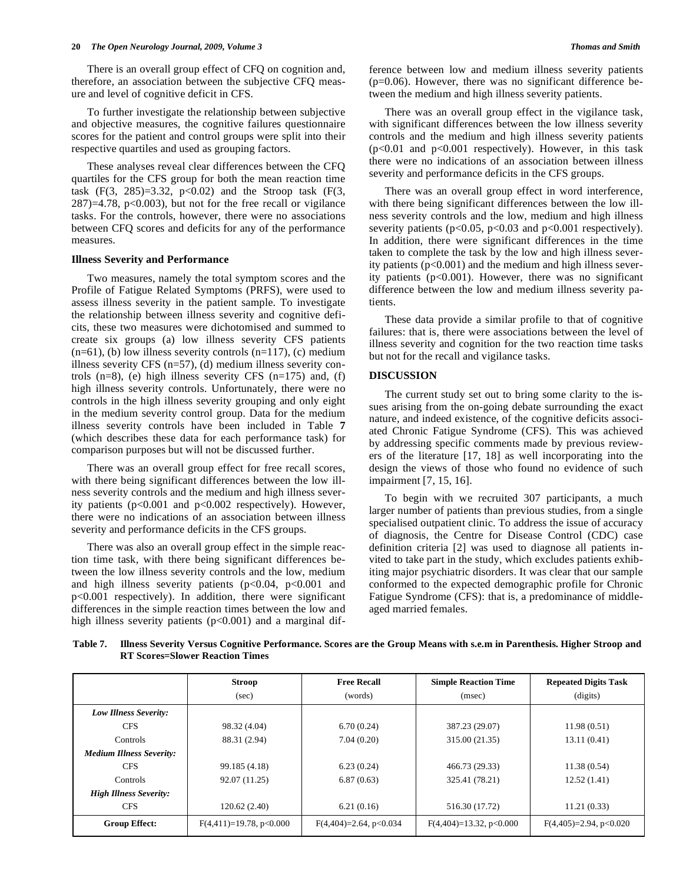There is an overall group effect of CFQ on cognition and, therefore, an association between the subjective CFQ measure and level of cognitive deficit in CFS.

To further investigate the relationship between subjective and objective measures, the cognitive failures questionnaire scores for the patient and control groups were split into their respective quartiles and used as grouping factors.

These analyses reveal clear differences between the CFQ quartiles for the CFS group for both the mean reaction time task ($F(3, 285)=3.32$, $p<0.02$) and the Stroop task ($F(3, 287)=4.78$, $p<0.003$), but not for the free recall or vigilance tasks. For the controls, however, there were no associations between CFQ scores and deficits for any of the performance measures.

### Illness Severity and Performance

Two measures, namely the total symptom scores and the Profile of Fatigue Related Symptoms (PRFS), were used to assess illness severity in the patient sample. To investigate the relationship between illness severity and cognitive deficits, these two measures were dichotomised and summed to create six groups (a) low illness severity CFS patients (n=61), (b) low illness severity controls (n=117), (c) medium illness severity CFS (n=57), (d) medium illness severity controls (n=8), (e) high illness severity CFS (n=175) and, (f) high illness severity controls. Unfortunately, there were no controls in the high illness severity grouping and only eight in the medium severity control group. Data for the medium illness severity controls have been included in Table **7** (which describes these data for each performance task) for comparison purposes but will not be discussed further.

There was an overall group effect for free recall scores, with there being significant differences between the low illness severity controls and the medium and high illness severity patients ($p<0.001$ and $p<0.002$ respectively). However, there were no indications of an association between illness severity and performance deficits in the CFS groups.

There was also an overall group effect in the simple reaction time task, with there being significant differences between the low illness severity controls and the low, medium and high illness severity patients ($p<0.04$, $p<0.001$ and $p<0.001$ respectively). In addition, there were significant differences in the simple reaction times between the low and high illness severity patients ($p<0.001$) and a marginal difference between low and medium illness severity patients ($p=0.06$). However, there was no significant difference between the medium and high illness severity patients.

There was an overall group effect in the vigilance task, with significant differences between the low illness severity controls and the medium and high illness severity patients ($p<0.01$ and $p<0.001$ respectively). However, in this task there were no indications of an association between illness severity and performance deficits in the CFS groups.

There was an overall group effect in word interference, with there being significant differences between the low illness severity controls and the low, medium and high illness severity patients ($p<0.05$, $p<0.03$ and $p<0.001$ respectively). In addition, there were significant differences in the time taken to complete the task by the low and high illness severity patients ($p<0.001$) and the medium and high illness severity patients ($p<0.001$). However, there was no significant difference between the low and medium illness severity patients.

These data provide a similar profile to that of cognitive failures: that is, there were associations between the level of illness severity and cognition for the two reaction time tasks but not for the recall and vigilance tasks.

## DISCUSSION

The current study set out to bring some clarity to the issues arising from the on-going debate surrounding the exact nature, and indeed existence, of the cognitive deficits associated Chronic Fatigue Syndrome (CFS). This was achieved by addressing specific comments made by previous reviewers of the literature [17, 18] as well incorporating into the design the views of those who found no evidence of such impairment [7, 15, 16].

To begin with we recruited 307 participants, a much larger number of patients than previous studies, from a single specialised outpatient clinic. To address the issue of accuracy of diagnosis, the Centre for Disease Control (CDC) case definition criteria [2] was used to diagnose all patients invited to take part in the study, which excludes patients exhibiting major psychiatric disorders. It was clear that our sample conformed to the expected demographic profile for Chronic Fatigue Syndrome (CFS): that is, a predominance of middle-aged married females.

**Table 7. Illness Severity Versus Cognitive Performance. Scores are the Group Means with s.e.m in Parenthesis. Higher Stroop and RT Scores=Slower Reaction Times**

| | Stroop (sec) | Free Recall (words) | Simple Reaction Time (msec) | Repeated Digits Task (digits) |
|---|---|---|---|---|
| ***Low Illness Severity:*** | | | | |
| CFS | 98.32 (4.04) | 6.70 (0.24) | 387.23 (29.07) | 11.98 (0.51) |
| Controls | 88.31 (2.94) | 7.04 (0.20) | 315.00 (21.35) | 13.11 (0.41) |
| ***Medium Illness Severity:*** | | | | |
| CFS | 99.185 (4.18) | 6.23 (0.24) | 466.73 (29.33) | 11.38 (0.54) |
| Controls | 92.07 (11.25) | 6.87 (0.63) | 325.41 (78.21) | 12.52 (1.41) |
| ***High Illness Severity:*** | | | | |
| CFS | 120.62 (2.40) | 6.21 (0.16) | 516.30 (17.72) | 11.21 (0.33) |
| **Group Effect:** | $F(4,411)=19.78$, $p<0.000$ | $F(4,404)=2.64$, $p<0.034$ | $F(4,404)=13.32$, $p<0.000$ | $F(4,405)=2.94$, $p<0.020$ |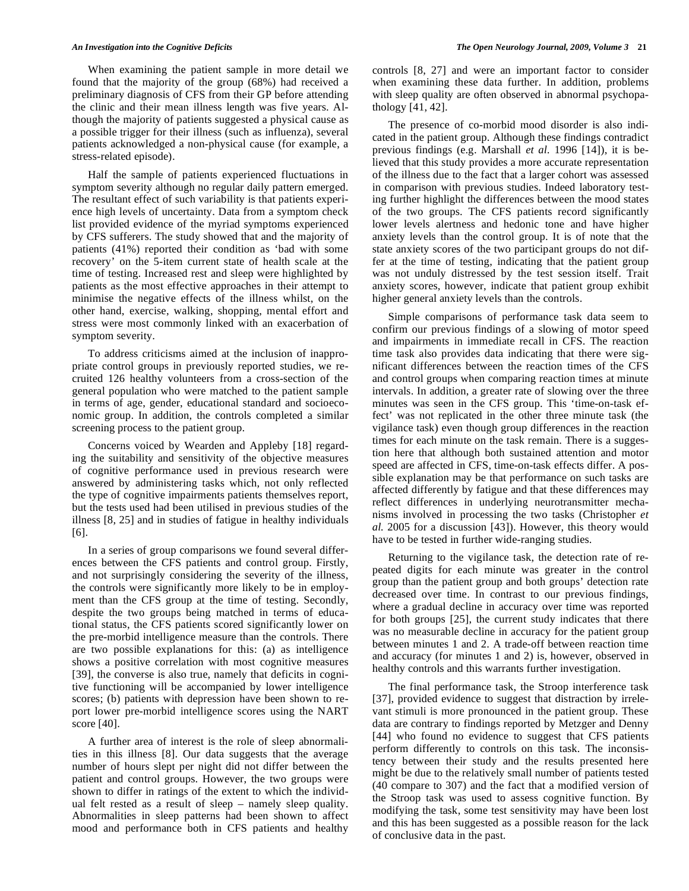When examining the patient sample in more detail we found that the majority of the group (68%) had received a preliminary diagnosis of CFS from their GP before attending the clinic and their mean illness length was five years. Although the majority of patients suggested a physical cause as a possible trigger for their illness (such as influenza), several patients acknowledged a non-physical cause (for example, a stress-related episode).

Half the sample of patients experienced fluctuations in symptom severity although no regular daily pattern emerged. The resultant effect of such variability is that patients experience high levels of uncertainty. Data from a symptom check list provided evidence of the myriad symptoms experienced by CFS sufferers. The study showed that and the majority of patients (41%) reported their condition as 'bad with some recovery' on the 5-item current state of health scale at the time of testing. Increased rest and sleep were highlighted by patients as the most effective approaches in their attempt to minimise the negative effects of the illness whilst, on the other hand, exercise, walking, shopping, mental effort and stress were most commonly linked with an exacerbation of symptom severity.

To address criticisms aimed at the inclusion of inappropriate control groups in previously reported studies, we recruited 126 healthy volunteers from a cross-section of the general population who were matched to the patient sample in terms of age, gender, educational standard and socioeconomic group. In addition, the controls completed a similar screening process to the patient group.

Concerns voiced by Wearden and Appleby [18] regarding the suitability and sensitivity of the objective measures of cognitive performance used in previous research were answered by administering tasks which, not only reflected the type of cognitive impairments patients themselves report, but the tests used had been utilised in previous studies of the illness [8, 25] and in studies of fatigue in healthy individuals [6].

In a series of group comparisons we found several differences between the CFS patients and control group. Firstly, and not surprisingly considering the severity of the illness, the controls were significantly more likely to be in employment than the CFS group at the time of testing. Secondly, despite the two groups being matched in terms of educational status, the CFS patients scored significantly lower on the pre-morbid intelligence measure than the controls. There are two possible explanations for this: (a) as intelligence shows a positive correlation with most cognitive measures [39], the converse is also true, namely that deficits in cognitive functioning will be accompanied by lower intelligence scores; (b) patients with depression have been shown to report lower pre-morbid intelligence scores using the NART score [40].

A further area of interest is the role of sleep abnormalities in this illness [8]. Our data suggests that the average number of hours slept per night did not differ between the patient and control groups. However, the two groups were shown to differ in ratings of the extent to which the individual felt rested as a result of sleep – namely sleep quality. Abnormalities in sleep patterns had been shown to affect mood and performance both in CFS patients and healthy controls [8, 27] and were an important factor to consider when examining these data further. In addition, problems with sleep quality are often observed in abnormal psychopathology [41, 42].

The presence of co-morbid mood disorder is also indicated in the patient group. Although these findings contradict previous findings (e.g. Marshall *et al.* 1996 [14]), it is believed that this study provides a more accurate representation of the illness due to the fact that a larger cohort was assessed in comparison with previous studies. Indeed laboratory testing further highlight the differences between the mood states of the two groups. The CFS patients record significantly lower levels alertness and hedonic tone and have higher anxiety levels than the control group. It is of note that the state anxiety scores of the two participant groups do not differ at the time of testing, indicating that the patient group was not unduly distressed by the test session itself. Trait anxiety scores, however, indicate that patient group exhibit higher general anxiety levels than the controls.

Simple comparisons of performance task data seem to confirm our previous findings of a slowing of motor speed and impairments in immediate recall in CFS. The reaction time task also provides data indicating that there were significant differences between the reaction times of the CFS and control groups when comparing reaction times at minute intervals. In addition, a greater rate of slowing over the three minutes was seen in the CFS group. This 'time-on-task effect' was not replicated in the other three minute task (the vigilance task) even though group differences in the reaction times for each minute on the task remain. There is a suggestion here that although both sustained attention and motor speed are affected in CFS, time-on-task effects differ. A possible explanation may be that performance on such tasks are affected differently by fatigue and that these differences may reflect differences in underlying neurotransmitter mechanisms involved in processing the two tasks (Christopher *et al.* 2005 for a discussion [43]). However, this theory would have to be tested in further wide-ranging studies.

Returning to the vigilance task, the detection rate of repeated digits for each minute was greater in the control group than the patient group and both groups' detection rate decreased over time. In contrast to our previous findings, where a gradual decline in accuracy over time was reported for both groups [25], the current study indicates that there was no measurable decline in accuracy for the patient group between minutes 1 and 2. A trade-off between reaction time and accuracy (for minutes 1 and 2) is, however, observed in healthy controls and this warrants further investigation.

The final performance task, the Stroop interference task [37], provided evidence to suggest that distraction by irrelevant stimuli is more pronounced in the patient group. These data are contrary to findings reported by Metzger and Denny [44] who found no evidence to suggest that CFS patients perform differently to controls on this task. The inconsistency between their study and the results presented here might be due to the relatively small number of patients tested (40 compare to 307) and the fact that a modified version of the Stroop task was used to assess cognitive function. By modifying the task, some test sensitivity may have been lost and this has been suggested as a possible reason for the lack of conclusive data in the past.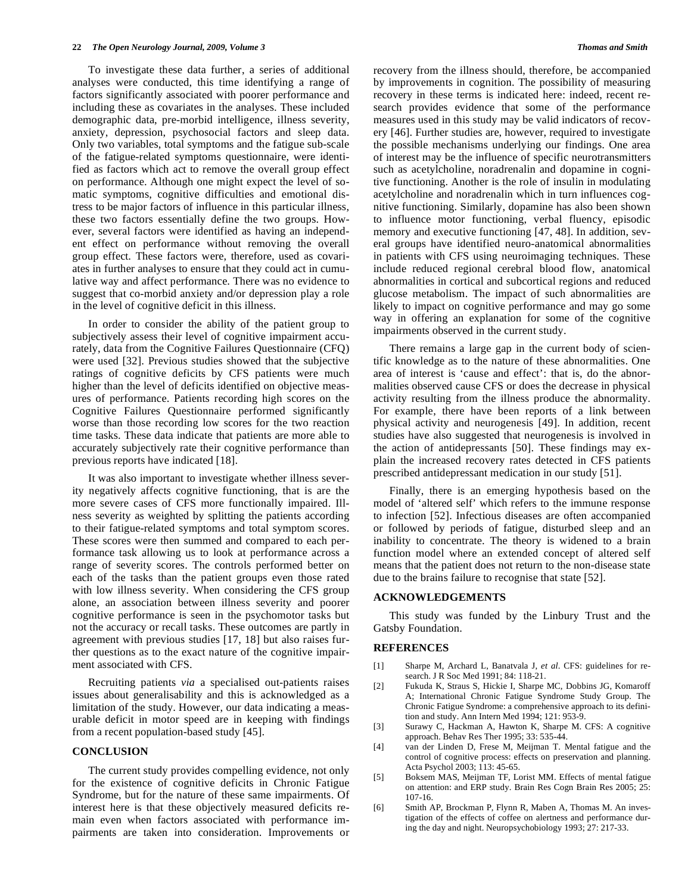To investigate these data further, a series of additional analyses were conducted, this time identifying a range of factors significantly associated with poorer performance and including these as covariates in the analyses. These included demographic data, pre-morbid intelligence, illness severity, anxiety, depression, psychosocial factors and sleep data. Only two variables, total symptoms and the fatigue sub-scale of the fatigue-related symptoms questionnaire, were identified as factors which act to remove the overall group effect on performance. Although one might expect the level of somatic symptoms, cognitive difficulties and emotional distress to be major factors of influence in this particular illness, these two factors essentially define the two groups. However, several factors were identified as having an independent effect on performance without removing the overall group effect. These factors were, therefore, used as covariates in further analyses to ensure that they could act in cumulative way and affect performance. There was no evidence to suggest that co-morbid anxiety and/or depression play a role in the level of cognitive deficit in this illness.

In order to consider the ability of the patient group to subjectively assess their level of cognitive impairment accurately, data from the Cognitive Failures Questionnaire (CFQ) were used [32]. Previous studies showed that the subjective ratings of cognitive deficits by CFS patients were much higher than the level of deficits identified on objective measures of performance. Patients recording high scores on the Cognitive Failures Questionnaire performed significantly worse than those recording low scores for the two reaction time tasks. These data indicate that patients are more able to accurately subjectively rate their cognitive performance than previous reports have indicated [18].

It was also important to investigate whether illness severity negatively affects cognitive functioning, that is are the more severe cases of CFS more functionally impaired. Illness severity as weighted by splitting the patients according to their fatigue-related symptoms and total symptom scores. These scores were then summed and compared to each performance task allowing us to look at performance across a range of severity scores. The controls performed better on each of the tasks than the patient groups even those rated with low illness severity. When considering the CFS group alone, an association between illness severity and poorer cognitive performance is seen in the psychomotor tasks but not the accuracy or recall tasks. These outcomes are partly in agreement with previous studies [17, 18] but also raises further questions as to the exact nature of the cognitive impairment associated with CFS.

Recruiting patients *via* a specialised out-patients raises issues about generalisability and this is acknowledged as a limitation of the study. However, our data indicating a measurable deficit in motor speed are in keeping with findings from a recent population-based study [45].

## CONCLUSION

The current study provides compelling evidence, not only for the existence of cognitive deficits in Chronic Fatigue Syndrome, but for the nature of these same impairments. Of interest here is that these objectively measured deficits remain even when factors associated with performance impairments are taken into consideration. Improvements or recovery from the illness should, therefore, be accompanied by improvements in cognition. The possibility of measuring recovery in these terms is indicated here: indeed, recent research provides evidence that some of the performance measures used in this study may be valid indicators of recovery [46]. Further studies are, however, required to investigate the possible mechanisms underlying our findings. One area of interest may be the influence of specific neurotransmitters such as acetylcholine, noradrenalin and dopamine in cognitive functioning. Another is the role of insulin in modulating acetylcholine and noradrenalin which in turn influences cognitive functioning. Similarly, dopamine has also been shown to influence motor functioning, verbal fluency, episodic memory and executive functioning [47, 48]. In addition, several groups have identified neuro-anatomical abnormalities in patients with CFS using neuroimaging techniques. These include reduced regional cerebral blood flow, anatomical abnormalities in cortical and subcortical regions and reduced glucose metabolism. The impact of such abnormalities are likely to impact on cognitive performance and may go some way in offering an explanation for some of the cognitive impairments observed in the current study.

There remains a large gap in the current body of scientific knowledge as to the nature of these abnormalities. One area of interest is 'cause and effect': that is, do the abnormalities observed cause CFS or does the decrease in physical activity resulting from the illness produce the abnormality. For example, there have been reports of a link between physical activity and neurogenesis [49]. In addition, recent studies have also suggested that neurogenesis is involved in the action of antidepressants [50]. These findings may explain the increased recovery rates detected in CFS patients prescribed antidepressant medication in our study [51].

Finally, there is an emerging hypothesis based on the model of 'altered self' which refers to the immune response to infection [52]. Infectious diseases are often accompanied or followed by periods of fatigue, disturbed sleep and an inability to concentrate. The theory is widened to a brain function model where an extended concept of altered self means that the patient does not return to the non-disease state due to the brains failure to recognise that state [52].

## ACKNOWLEDGEMENTS

This study was funded by the Linbury Trust and the Gatsby Foundation.

## REFERENCES

[1] Sharpe M, Archard L, Banatvala J, *et al*. CFS: guidelines for research. J R Soc Med 1991; 84: 118-21.

[2] Fukuda K, Straus S, Hickie I, Sharpe MC, Dobbins JG, Komaroff A; International Chronic Fatigue Syndrome Study Group. The Chronic Fatigue Syndrome: a comprehensive approach to its definition and study. Ann Intern Med 1994; 121: 953-9.

[3] Surawy C, Hackman A, Hawton K, Sharpe M. CFS: A cognitive approach. Behav Res Ther 1995; 33: 535-44.

[4] van der Linden D, Frese M, Meijman T. Mental fatigue and the control of cognitive process: effects on preservation and planning. Acta Psychol 2003; 113: 45-65.

[5] Boksem MAS, Meijman TF, Lorist MM. Effects of mental fatigue on attention: and ERP study. Brain Res Cogn Brain Res 2005; 25: 107-16.

[6] Smith AP, Brockman P, Flynn R, Maben A, Thomas M. An investigation of the effects of coffee on alertness and performance during the day and night. Neuropsychobiology 1993; 27: 217-33.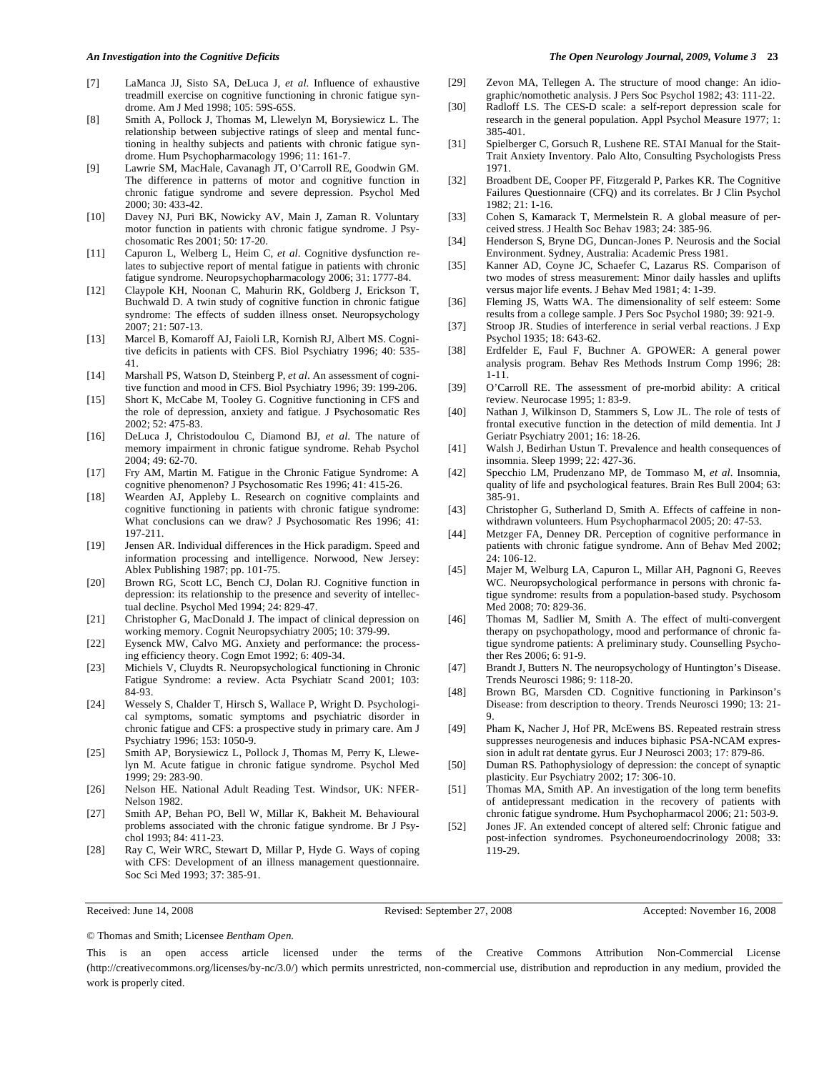[7] LaManca JJ, Sisto SA, DeLuca J, *et al*. Influence of exhaustive treadmill exercise on cognitive functioning in chronic fatigue syndrome. Am J Med 1998; 105: 59S-65S.

[8] Smith A, Pollock J, Thomas M, Llewelyn M, Borysiewicz L. The relationship between subjective ratings of sleep and mental functioning in healthy subjects and patients with chronic fatigue syndrome. Hum Psychopharmacology 1996; 11: 161-7.

[9] Lawrie SM, MacHale, Cavanagh JT, O'Carroll RE, Goodwin GM. The difference in patterns of motor and cognitive function in chronic fatigue syndrome and severe depression. Psychol Med 2000; 30: 433-42.

[10] Davey NJ, Puri BK, Nowicky AV, Main J, Zaman R. Voluntary motor function in patients with chronic fatigue syndrome. J Psychosomatic Res 2001; 50: 17-20.

[11] Capuron L, Welberg L, Heim C, *et al*. Cognitive dysfunction relates to subjective report of mental fatigue in patients with chronic fatigue syndrome. Neuropsychopharmacology 2006; 31: 1777-84.

[12] Claypole KH, Noonan C, Mahurin RK, Goldberg J, Erickson T, Buchwald D. A twin study of cognitive function in chronic fatigue syndrome: The effects of sudden illness onset. Neuropsychology 2007; 21: 507-13.

[13] Marcel B, Komaroff AJ, Faioli LR, Kornish RJ, Albert MS. Cognitive deficits in patients with CFS. Biol Psychiatry 1996; 40: 535-41.

[14] Marshall PS, Watson D, Steinberg P, *et al*. An assessment of cognitive function and mood in CFS. Biol Psychiatry 1996; 39: 199-206.

[15] Short K, McCabe M, Tooley G. Cognitive functioning in CFS and the role of depression, anxiety and fatigue. J Psychosomatic Res 2002; 52: 475-83.

[16] DeLuca J, Christodoulou C, Diamond BJ, *et al*. The nature of memory impairment in chronic fatigue syndrome. Rehab Psychol 2004; 49: 62-70.

[17] Fry AM, Martin M. Fatigue in the Chronic Fatigue Syndrome: A cognitive phenomenon? J Psychosomatic Res 1996; 41: 415-26.

[18] Wearden AJ, Appleby L. Research on cognitive complaints and cognitive functioning in patients with chronic fatigue syndrome: What conclusions can we draw? J Psychosomatic Res 1996; 41: 197-211.

[19] Jensen AR. Individual differences in the Hick paradigm. Speed and information processing and intelligence. Norwood, New Jersey: Ablex Publishing 1987; pp. 101-75.

[20] Brown RG, Scott LC, Bench CJ, Dolan RJ. Cognitive function in depression: its relationship to the presence and severity of intellectual decline. Psychol Med 1994; 24: 829-47.

[21] Christopher G, MacDonald J. The impact of clinical depression on working memory. Cognit Neuropsychiatry 2005; 10: 379-99.

[22] Eysenck MW, Calvo MG. Anxiety and performance: the processing efficiency theory. Cogn Emot 1992; 6: 409-34.

[23] Michiels V, Cluydts R. Neuropsychological functioning in Chronic Fatigue Syndrome: a review. Acta Psychiatr Scand 2001; 103: 84-93.

[24] Wessely S, Chalder T, Hirsch S, Wallace P, Wright D. Psychological symptoms, somatic symptoms and psychiatric disorder in chronic fatigue and CFS: a prospective study in primary care. Am J Psychiatry 1996; 153: 1050-9.

[25] Smith AP, Borysiewicz L, Pollock J, Thomas M, Perry K, Llewelyn M. Acute fatigue in chronic fatigue syndrome. Psychol Med 1999; 29: 283-90.

[26] Nelson HE. National Adult Reading Test. Windsor, UK: NFER-Nelson 1982.

[27] Smith AP, Behan PO, Bell W, Millar K, Bakheit M. Behavioural problems associated with the chronic fatigue syndrome. Br J Psychol 1993; 84: 411-23.

[28] Ray C, Weir WRC, Stewart D, Millar P, Hyde G. Ways of coping with CFS: Development of an illness management questionnaire. Soc Sci Med 1993; 37: 385-91.

[29] Zevon MA, Tellegen A. The structure of mood change: An idiographic/nomothetic analysis. J Pers Soc Psychol 1982; 43: 111-22.

[30] Radloff LS. The CES-D scale: a self-report depression scale for research in the general population. Appl Psychol Measure 1977; 1: 385-401.

[31] Spielberger C, Gorsuch R, Lushene RE. STAI Manual for the Stait-Trait Anxiety Inventory. Palo Alto, Consulting Psychologists Press 1971.

[32] Broadbent DE, Cooper PF, Fitzgerald P, Parkes KR. The Cognitive Failures Questionnaire (CFQ) and its correlates. Br J Clin Psychol 1982; 21: 1-16.

[33] Cohen S, Kamarack T, Mermelstein R. A global measure of perceived stress. J Health Soc Behav 1983; 24: 385-96.

[34] Henderson S, Bryne DG, Duncan-Jones P. Neurosis and the Social Environment. Sydney, Australia: Academic Press 1981.

[35] Kanner AD, Coyne JC, Schaefer C, Lazarus RS. Comparison of two modes of stress measurement: Minor daily hassles and uplifts versus major life events. J Behav Med 1981; 4: 1-39.

[36] Fleming JS, Watts WA. The dimensionality of self esteem: Some results from a college sample. J Pers Soc Psychol 1980; 39: 921-9.

[37] Stroop JR. Studies of interference in serial verbal reactions. J Exp Psychol 1935; 18: 643-62.

[38] Erdfelder E, Faul F, Buchner A. GPOWER: A general power analysis program. Behav Res Methods Instrum Comp 1996; 28: 1-11.

[39] O'Carroll RE. The assessment of pre-morbid ability: A critical review. Neurocase 1995; 1: 83-9.

[40] Nathan J, Wilkinson D, Stammers S, Low JL. The role of tests of frontal executive function in the detection of mild dementia. Int J Geriatr Psychiatry 2001; 16: 18-26.

[41] Walsh J, Bedirhan Ustun T. Prevalence and health consequences of insomnia. Sleep 1999; 22: 427-36.

[42] Specchio LM, Prudenzano MP, de Tommaso M, *et al*. Insomnia, quality of life and psychological features. Brain Res Bull 2004; 63: 385-91.

[43] Christopher G, Sutherland D, Smith A. Effects of caffeine in non-withdrawn volunteers. Hum Psychopharmacol 2005; 20: 47-53.

[44] Metzger FA, Denney DR. Perception of cognitive performance in patients with chronic fatigue syndrome. Ann of Behav Med 2002; 24: 106-12.

[45] Majer M, Welburg LA, Capuron L, Millar AH, Pagnoni G, Reeves WC. Neuropsychological performance in persons with chronic fatigue syndrome: results from a population-based study. Psychosom Med 2008; 70: 829-36.

[46] Thomas M, Sadlier M, Smith A. The effect of multi-convergent therapy on psychopathology, mood and performance of chronic fatigue syndrome patients: A preliminary study. Counselling Psychother Res 2006; 6: 91-9.

[47] Brandt J, Butters N. The neuropsychology of Huntington's Disease. Trends Neurosci 1986; 9: 118-20.

[48] Brown BG, Marsden CD. Cognitive functioning in Parkinson's Disease: from description to theory. Trends Neurosci 1990; 13: 21-9.

[49] Pham K, Nacher J, Hof PR, McEwens BS. Repeated restrain stress suppresses neurogenesis and induces biphasic PSA-NCAM expression in adult rat dentate gyrus. Eur J Neurosci 2003; 17: 879-86.

[50] Duman RS. Pathophysiology of depression: the concept of synaptic plasticity. Eur Psychiatry 2002; 17: 306-10.

[51] Thomas MA, Smith AP. An investigation of the long term benefits of antidepressant medication in the recovery of patients with chronic fatigue syndrome. Hum Psychopharmacol 2006; 21: 503-9.

[52] Jones JF. An extended concept of altered self: Chronic fatigue and post-infection syndromes. Psychoneuroendocrinology 2008; 33: 119-29.

Received: June 14, 2008 Revised: September 27, 2008 Accepted: November 16, 2008

© Thomas and Smith; Licensee *Bentham Open.*

This is an open access article licensed under the terms of the Creative Commons Attribution Non-Commercial License (http://creativecommons.org/licenses/by-nc/3.0/) which permits unrestricted, non-commercial use, distribution and reproduction in any medium, provided the work is properly cited.